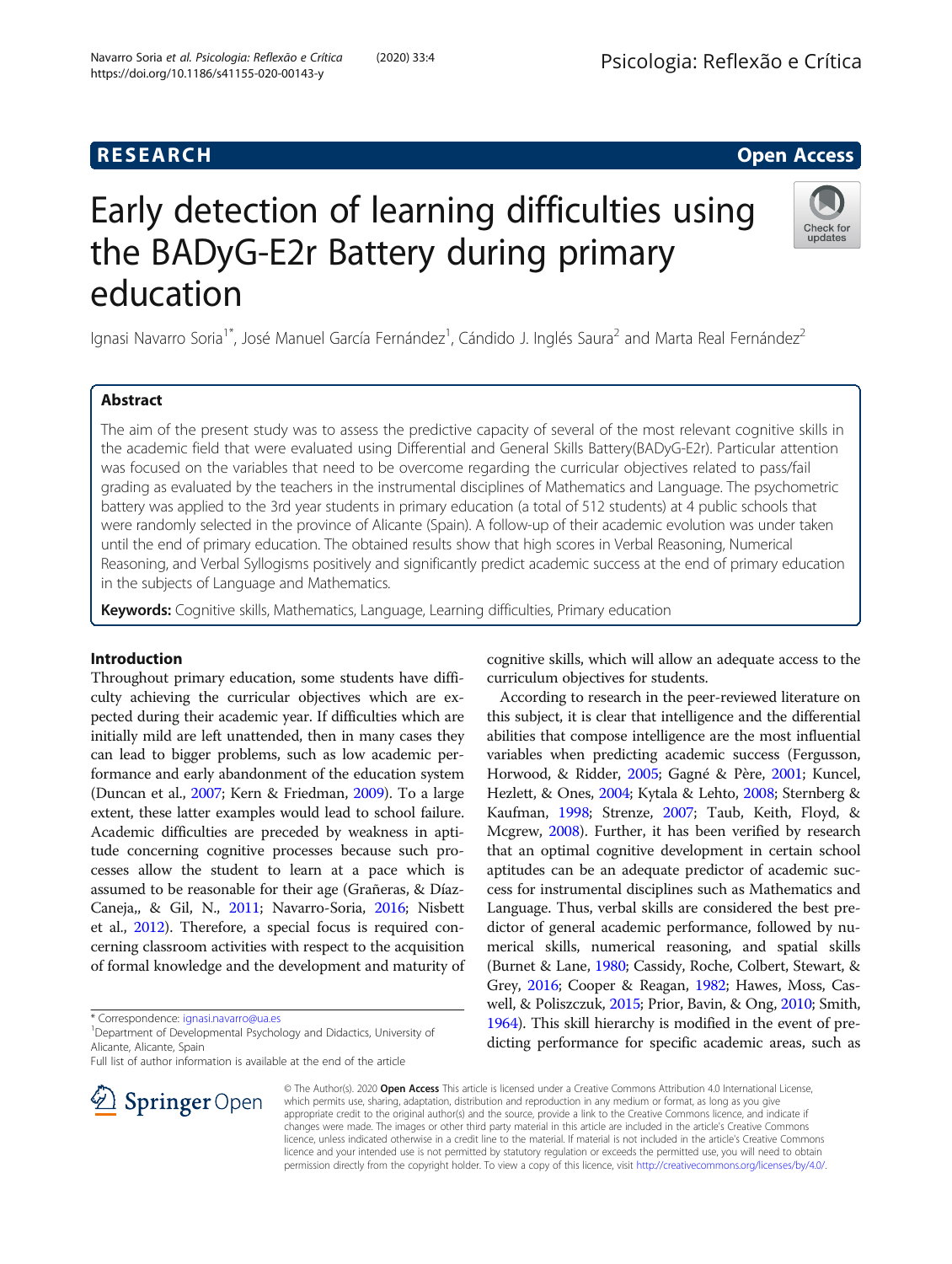RESEARCH

Open Access

# Early detection of learning difficulties using the BADyG-E2r Battery during primary education

Ignasi Navarro Soria[1*], José Manuel García Fernández[1], Cándido J. Inglés Saura[2] and Marta Real Fernández[2]

## Abstract

The aim of the present study was to assess the predictive capacity of several of the most relevant cognitive skills in the academic field that were evaluated using Differential and General Skills Battery(BADyG-E2r). Particular attention was focused on the variables that need to be overcome regarding the curricular objectives related to pass/fail grading as evaluated by the teachers in the instrumental disciplines of Mathematics and Language. The psychometric battery was applied to the 3rd year students in primary education (a total of 512 students) at 4 public schools that were randomly selected in the province of Alicante (Spain). A follow-up of their academic evolution was under taken until the end of primary education. The obtained results show that high scores in Verbal Reasoning, Numerical Reasoning, and Verbal Syllogisms positively and significantly predict academic success at the end of primary education in the subjects of Language and Mathematics.

**Keywords:** Cognitive skills, Mathematics, Language, Learning difficulties, Primary education

## Introduction

Throughout primary education, some students have difficulty achieving the curricular objectives which are expected during their academic year. If difficulties which are initially mild are left unattended, then in many cases they can lead to bigger problems, such as low academic performance and early abandonment of the education system (Duncan et al., 2007; Kern & Friedman, 2009). To a large extent, these latter examples would lead to school failure. Academic difficulties are preceded by weakness in aptitude concerning cognitive processes because such processes allow the student to learn at a pace which is assumed to be reasonable for their age (Grañeras, & Díaz-Caneja,, & Gil, N., 2011; Navarro-Soria, 2016; Nisbett et al., 2012). Therefore, a special focus is required concerning classroom activities with respect to the acquisition of formal knowledge and the development and maturity of cognitive skills, which will allow an adequate access to the curriculum objectives for students.

According to research in the peer-reviewed literature on this subject, it is clear that intelligence and the differential abilities that compose intelligence are the most influential variables when predicting academic success (Fergusson, Horwood, & Ridder, 2005; Gagné & Père, 2001; Kuncel, Hezlett, & Ones, 2004; Kytala & Lehto, 2008; Sternberg & Kaufman, 1998; Strenze, 2007; Taub, Keith, Floyd, & Mcgrew, 2008). Further, it has been verified by research that an optimal cognitive development in certain school aptitudes can be an adequate predictor of academic success for instrumental disciplines such as Mathematics and Language. Thus, verbal skills are considered the best predictor of general academic performance, followed by numerical skills, numerical reasoning, and spatial skills (Burnet & Lane, 1980; Cassidy, Roche, Colbert, Stewart, & Grey, 2016; Cooper & Reagan, 1982; Hawes, Moss, Caswell, & Poliszczuk, 2015; Prior, Bavin, & Ong, 2010; Smith, 1964). This skill hierarchy is modified in the event of predicting performance for specific academic areas, such as

* Correspondence: ignasi.navarro@ua.es
[1]Department of Developmental Psychology and Didactics, University of Alicante, Alicante, Spain
Full list of author information is available at the end of the article

© The Author(s). 2020 **Open Access** This article is licensed under a Creative Commons Attribution 4.0 International License, which permits use, sharing, adaptation, distribution and reproduction in any medium or format, as long as you give appropriate credit to the original author(s) and the source, provide a link to the Creative Commons licence, and indicate if changes were made. The images or other third party material in this article are included in the article's Creative Commons licence, unless indicated otherwise in a credit line to the material. If material is not included in the article's Creative Commons licence and your intended use is not permitted by statutory regulation or exceeds the permitted use, you will need to obtain permission directly from the copyright holder. To view a copy of this licence, visit http://creativecommons.org/licenses/by/4.0/.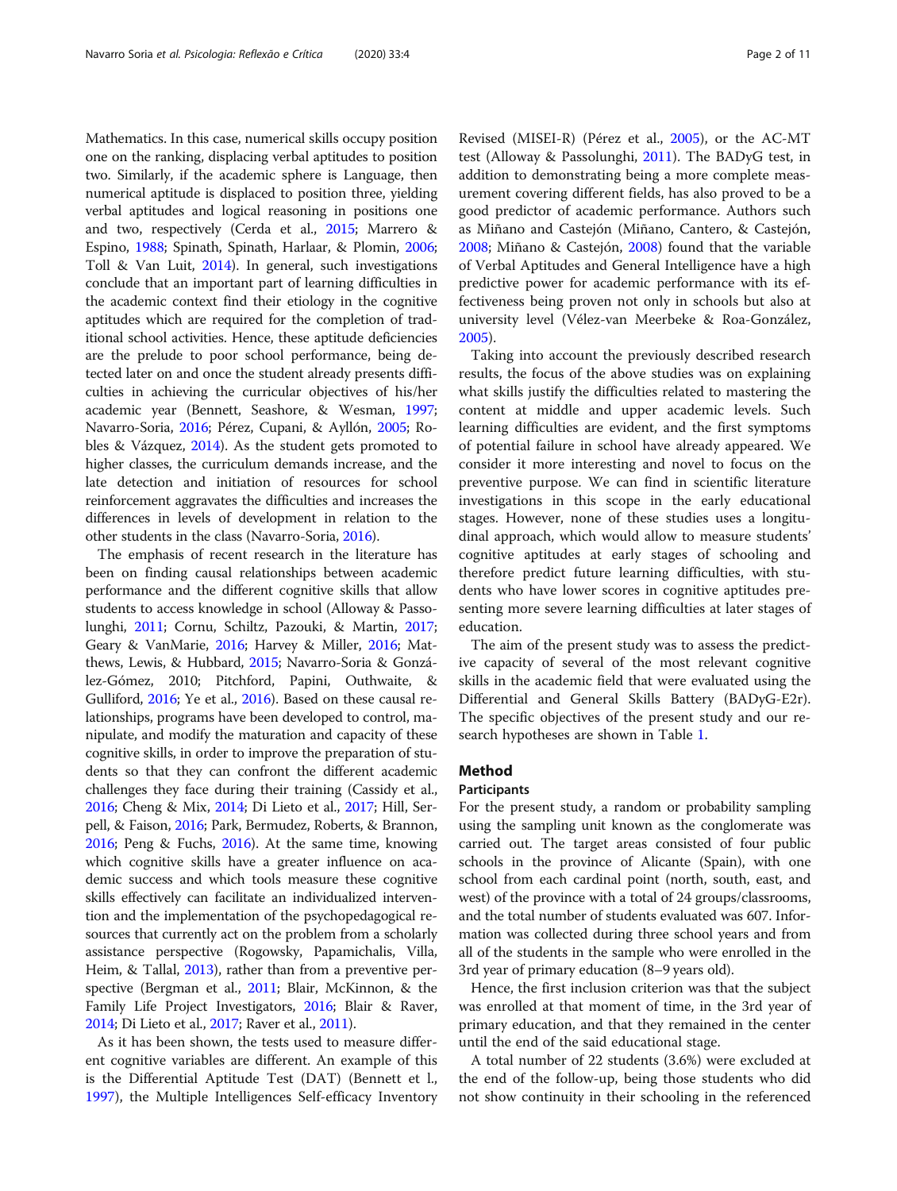Mathematics. In this case, numerical skills occupy position one on the ranking, displacing verbal aptitudes to position two. Similarly, if the academic sphere is Language, then numerical aptitude is displaced to position three, yielding verbal aptitudes and logical reasoning in positions one and two, respectively (Cerda et al., 2015; Marrero & Espino, 1988; Spinath, Spinath, Harlaar, & Plomin, 2006; Toll & Van Luit, 2014). In general, such investigations conclude that an important part of learning difficulties in the academic context find their etiology in the cognitive aptitudes which are required for the completion of traditional school activities. Hence, these aptitude deficiencies are the prelude to poor school performance, being detected later on and once the student already presents difficulties in achieving the curricular objectives of his/her academic year (Bennett, Seashore, & Wesman, 1997; Navarro-Soria, 2016; Pérez, Cupani, & Ayllón, 2005; Robles & Vázquez, 2014). As the student gets promoted to higher classes, the curriculum demands increase, and the late detection and initiation of resources for school reinforcement aggravates the difficulties and increases the differences in levels of development in relation to the other students in the class (Navarro-Soria, 2016).

The emphasis of recent research in the literature has been on finding causal relationships between academic performance and the different cognitive skills that allow students to access knowledge in school (Alloway & Passolunghi, 2011; Cornu, Schiltz, Pazouki, & Martin, 2017; Geary & VanMarie, 2016; Harvey & Miller, 2016; Matthews, Lewis, & Hubbard, 2015; Navarro-Soria & González-Gómez, 2010; Pitchford, Papini, Outhwaite, & Gulliford, 2016; Ye et al., 2016). Based on these causal relationships, programs have been developed to control, manipulate, and modify the maturation and capacity of these cognitive skills, in order to improve the preparation of students so that they can confront the different academic challenges they face during their training (Cassidy et al., 2016; Cheng & Mix, 2014; Di Lieto et al., 2017; Hill, Serpell, & Faison, 2016; Park, Bermudez, Roberts, & Brannon, 2016; Peng & Fuchs, 2016). At the same time, knowing which cognitive skills have a greater influence on academic success and which tools measure these cognitive skills effectively can facilitate an individualized intervention and the implementation of the psychopedagogical resources that currently act on the problem from a scholarly assistance perspective (Rogowsky, Papamichalis, Villa, Heim, & Tallal, 2013), rather than from a preventive perspective (Bergman et al., 2011; Blair, McKinnon, & the Family Life Project Investigators, 2016; Blair & Raver, 2014; Di Lieto et al., 2017; Raver et al., 2011).

As it has been shown, the tests used to measure different cognitive variables are different. An example of this is the Differential Aptitude Test (DAT) (Bennett et l., 1997), the Multiple Intelligences Self-efficacy Inventory Revised (MISEI-R) (Pérez et al., 2005), or the AC-MT test (Alloway & Passolunghi, 2011). The BADyG test, in addition to demonstrating being a more complete measurement covering different fields, has also proved to be a good predictor of academic performance. Authors such as Miñano and Castejón (Miñano, Cantero, & Castejón, 2008; Miñano & Castejón, 2008) found that the variable of Verbal Aptitudes and General Intelligence have a high predictive power for academic performance with its effectiveness being proven not only in schools but also at university level (Vélez-van Meerbeke & Roa-González, 2005).

Taking into account the previously described research results, the focus of the above studies was on explaining what skills justify the difficulties related to mastering the content at middle and upper academic levels. Such learning difficulties are evident, and the first symptoms of potential failure in school have already appeared. We consider it more interesting and novel to focus on the preventive purpose. We can find in scientific literature investigations in this scope in the early educational stages. However, none of these studies uses a longitudinal approach, which would allow to measure students' cognitive aptitudes at early stages of schooling and therefore predict future learning difficulties, with students who have lower scores in cognitive aptitudes presenting more severe learning difficulties at later stages of education.

The aim of the present study was to assess the predictive capacity of several of the most relevant cognitive skills in the academic field that were evaluated using the Differential and General Skills Battery (BADyG-E2r). The specific objectives of the present study and our research hypotheses are shown in Table 1.

## Method

### Participants

For the present study, a random or probability sampling using the sampling unit known as the conglomerate was carried out. The target areas consisted of four public schools in the province of Alicante (Spain), with one school from each cardinal point (north, south, east, and west) of the province with a total of 24 groups/classrooms, and the total number of students evaluated was 607. Information was collected during three school years and from all of the students in the sample who were enrolled in the 3rd year of primary education (8–9 years old).

Hence, the first inclusion criterion was that the subject was enrolled at that moment of time, in the 3rd year of primary education, and that they remained in the center until the end of the said educational stage.

A total number of 22 students (3.6%) were excluded at the end of the follow-up, being those students who did not show continuity in their schooling in the referenced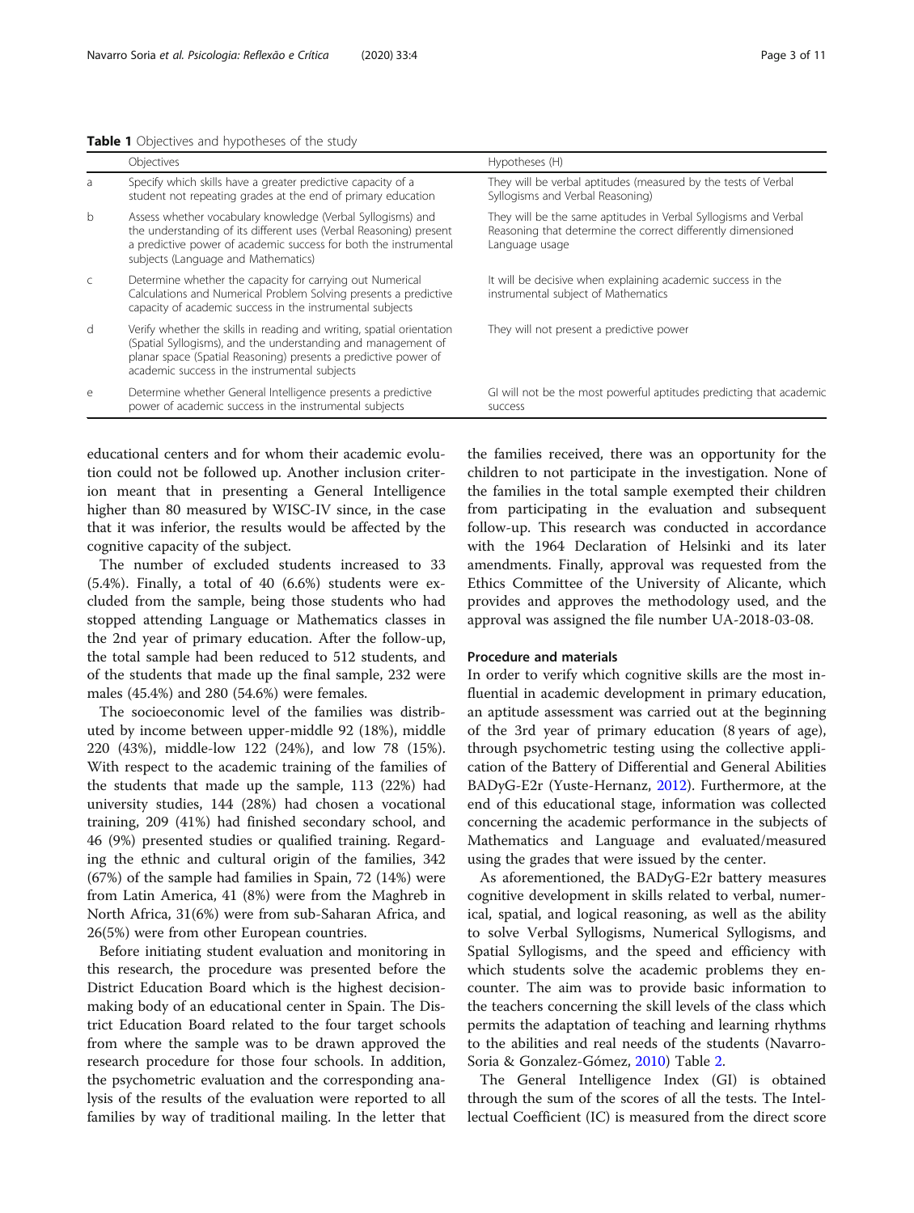**Table 1** Objectives and hypotheses of the study

| | Objectives | Hypotheses (H) |
|---|---|---|
| a | Specify which skills have a greater predictive capacity of a student not repeating grades at the end of primary education | They will be verbal aptitudes (measured by the tests of Verbal Syllogisms and Verbal Reasoning) |
| b | Assess whether vocabulary knowledge (Verbal Syllogisms) and the understanding of its different uses (Verbal Reasoning) present a predictive power of academic success for both the instrumental subjects (Language and Mathematics) | They will be the same aptitudes in Verbal Syllogisms and Verbal Reasoning that determine the correct differently dimensioned Language usage |
| c | Determine whether the capacity for carrying out Numerical Calculations and Numerical Problem Solving presents a predictive capacity of academic success in the instrumental subjects | It will be decisive when explaining academic success in the instrumental subject of Mathematics |
| d | Verify whether the skills in reading and writing, spatial orientation (Spatial Syllogisms), and the understanding and management of planar space (Spatial Reasoning) presents a predictive power of academic success in the instrumental subjects | They will not present a predictive power |
| e | Determine whether General Intelligence presents a predictive power of academic success in the instrumental subjects | GI will not be the most powerful aptitudes predicting that academic success |

educational centers and for whom their academic evolution could not be followed up. Another inclusion criterion meant that in presenting a General Intelligence higher than 80 measured by WISC-IV since, in the case that it was inferior, the results would be affected by the cognitive capacity of the subject.

The number of excluded students increased to 33 (5.4%). Finally, a total of 40 (6.6%) students were excluded from the sample, being those students who had stopped attending Language or Mathematics classes in the 2nd year of primary education. After the follow-up, the total sample had been reduced to 512 students, and of the students that made up the final sample, 232 were males (45.4%) and 280 (54.6%) were females.

The socioeconomic level of the families was distributed by income between upper-middle 92 (18%), middle 220 (43%), middle-low 122 (24%), and low 78 (15%). With respect to the academic training of the families of the students that made up the sample, 113 (22%) had university studies, 144 (28%) had chosen a vocational training, 209 (41%) had finished secondary school, and 46 (9%) presented studies or qualified training. Regarding the ethnic and cultural origin of the families, 342 (67%) of the sample had families in Spain, 72 (14%) were from Latin America, 41 (8%) were from the Maghreb in North Africa, 31(6%) were from sub-Saharan Africa, and 26(5%) were from other European countries.

Before initiating student evaluation and monitoring in this research, the procedure was presented before the District Education Board which is the highest decision-making body of an educational center in Spain. The District Education Board related to the four target schools from where the sample was to be drawn approved the research procedure for those four schools. In addition, the psychometric evaluation and the corresponding analysis of the results of the evaluation were reported to all families by way of traditional mailing. In the letter that the families received, there was an opportunity for the children to not participate in the investigation. None of the families in the total sample exempted their children from participating in the evaluation and subsequent follow-up. This research was conducted in accordance with the 1964 Declaration of Helsinki and its later amendments. Finally, approval was requested from the Ethics Committee of the University of Alicante, which provides and approves the methodology used, and the approval was assigned the file number UA-2018-03-08.

### Procedure and materials

In order to verify which cognitive skills are the most influential in academic development in primary education, an aptitude assessment was carried out at the beginning of the 3rd year of primary education (8 years of age), through psychometric testing using the collective application of the Battery of Differential and General Abilities BADyG-E2r (Yuste-Hernanz, 2012). Furthermore, at the end of this educational stage, information was collected concerning the academic performance in the subjects of Mathematics and Language and evaluated/measured using the grades that were issued by the center.

As aforementioned, the BADyG-E2r battery measures cognitive development in skills related to verbal, numerical, spatial, and logical reasoning, as well as the ability to solve Verbal Syllogisms, Numerical Syllogisms, and Spatial Syllogisms, and the speed and efficiency with which students solve the academic problems they encounter. The aim was to provide basic information to the teachers concerning the skill levels of the class which permits the adaptation of teaching and learning rhythms to the abilities and real needs of the students (Navarro-Soria & Gonzalez-Gómez, 2010) Table 2.

The General Intelligence Index (GI) is obtained through the sum of the scores of all the tests. The Intellectual Coefficient (IC) is measured from the direct score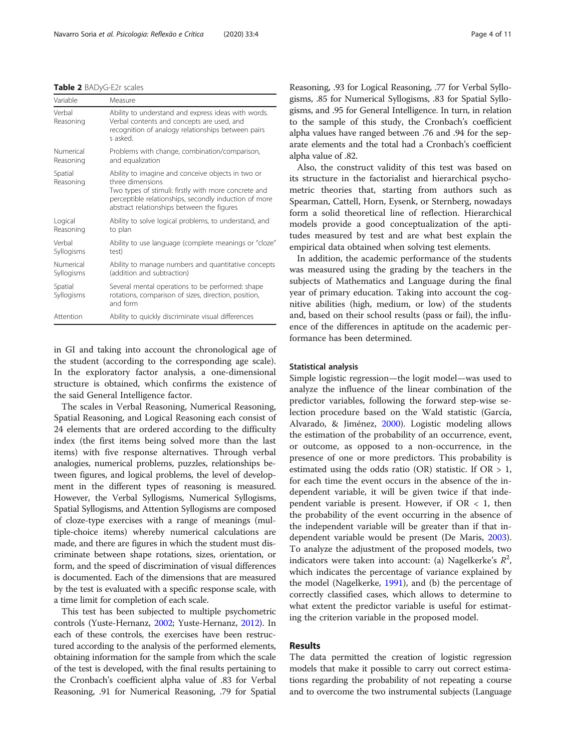**Table 2** BADyG-E2r scales

| Variable | Measure |
|---|---|
| Verbal Reasoning | Ability to understand and express ideas with words. Verbal contents and concepts are used, and recognition of analogy relationships between pairs s asked. |
| Numerical Reasoning | Problems with change, combination/comparison, and equalization |
| Spatial Reasoning | Ability to imagine and conceive objects in two or three dimensions<br>Two types of stimuli: firstly with more concrete and perceptible relationships, secondly induction of more abstract relationships between the figures |
| Logical Reasoning | Ability to solve logical problems, to understand, and to plan |
| Verbal Syllogisms | Ability to use language (complete meanings or "cloze" test) |
| Numerical Syllogisms | Ability to manage numbers and quantitative concepts (addition and subtraction) |
| Spatial Syllogisms | Several mental operations to be performed: shape rotations, comparison of sizes, direction, position, and form |
| Attention | Ability to quickly discriminate visual differences |

in GI and taking into account the chronological age of the student (according to the corresponding age scale). In the exploratory factor analysis, a one-dimensional structure is obtained, which confirms the existence of the said General Intelligence factor.

The scales in Verbal Reasoning, Numerical Reasoning, Spatial Reasoning, and Logical Reasoning each consist of 24 elements that are ordered according to the difficulty index (the first items being solved more than the last items) with five response alternatives. Through verbal analogies, numerical problems, puzzles, relationships between figures, and logical problems, the level of development in the different types of reasoning is measured. However, the Verbal Syllogisms, Numerical Syllogisms, Spatial Syllogisms, and Attention Syllogisms are composed of cloze-type exercises with a range of meanings (multiple-choice items) whereby numerical calculations are made, and there are figures in which the student must discriminate between shape rotations, sizes, orientation, or form, and the speed of discrimination of visual differences is documented. Each of the dimensions that are measured by the test is evaluated with a specific response scale, with a time limit for completion of each scale.

This test has been subjected to multiple psychometric controls (Yuste-Hernanz, 2002; Yuste-Hernanz, 2012). In each of these controls, the exercises have been restructured according to the analysis of the performed elements, obtaining information for the sample from which the scale of the test is developed, with the final results pertaining to the Cronbach's coefficient alpha value of .83 for Verbal Reasoning, .91 for Numerical Reasoning, .79 for Spatial Reasoning, .93 for Logical Reasoning, .77 for Verbal Syllogisms, .85 for Numerical Syllogisms, .83 for Spatial Syllogisms, and .95 for General Intelligence. In turn, in relation to the sample of this study, the Cronbach's coefficient alpha values have ranged between .76 and .94 for the separate elements and the total had a Cronbach's coefficient alpha value of .82.

Also, the construct validity of this test was based on its structure in the factorialist and hierarchical psychometric theories that, starting from authors such as Spearman, Cattell, Horn, Eysenk, or Sternberg, nowadays form a solid theoretical line of reflection. Hierarchical models provide a good conceptualization of the aptitudes measured by test and are what best explain the empirical data obtained when solving test elements.

In addition, the academic performance of the students was measured using the grading by the teachers in the subjects of Mathematics and Language during the final year of primary education. Taking into account the cognitive abilities (high, medium, or low) of the students and, based on their school results (pass or fail), the influence of the differences in aptitude on the academic performance has been determined.

### Statistical analysis

Simple logistic regression—the logit model—was used to analyze the influence of the linear combination of the predictor variables, following the forward step-wise selection procedure based on the Wald statistic (García, Alvarado, & Jiménez, 2000). Logistic modeling allows the estimation of the probability of an occurrence, event, or outcome, as opposed to a non-occurrence, in the presence of one or more predictors. This probability is estimated using the odds ratio (OR) statistic. If $OR > 1$, for each time the event occurs in the absence of the independent variable, it will be given twice if that independent variable is present. However, if $OR < 1$, then the probability of the event occurring in the absence of the independent variable will be greater than if that independent variable would be present (De Maris, 2003). To analyze the adjustment of the proposed models, two indicators were taken into account: (a) Nagelkerke's $R^2$, which indicates the percentage of variance explained by the model (Nagelkerke, 1991), and (b) the percentage of correctly classified cases, which allows to determine to what extent the predictor variable is useful for estimating the criterion variable in the proposed model.

## Results

The data permitted the creation of logistic regression models that make it possible to carry out correct estimations regarding the probability of not repeating a course and to overcome the two instrumental subjects (Language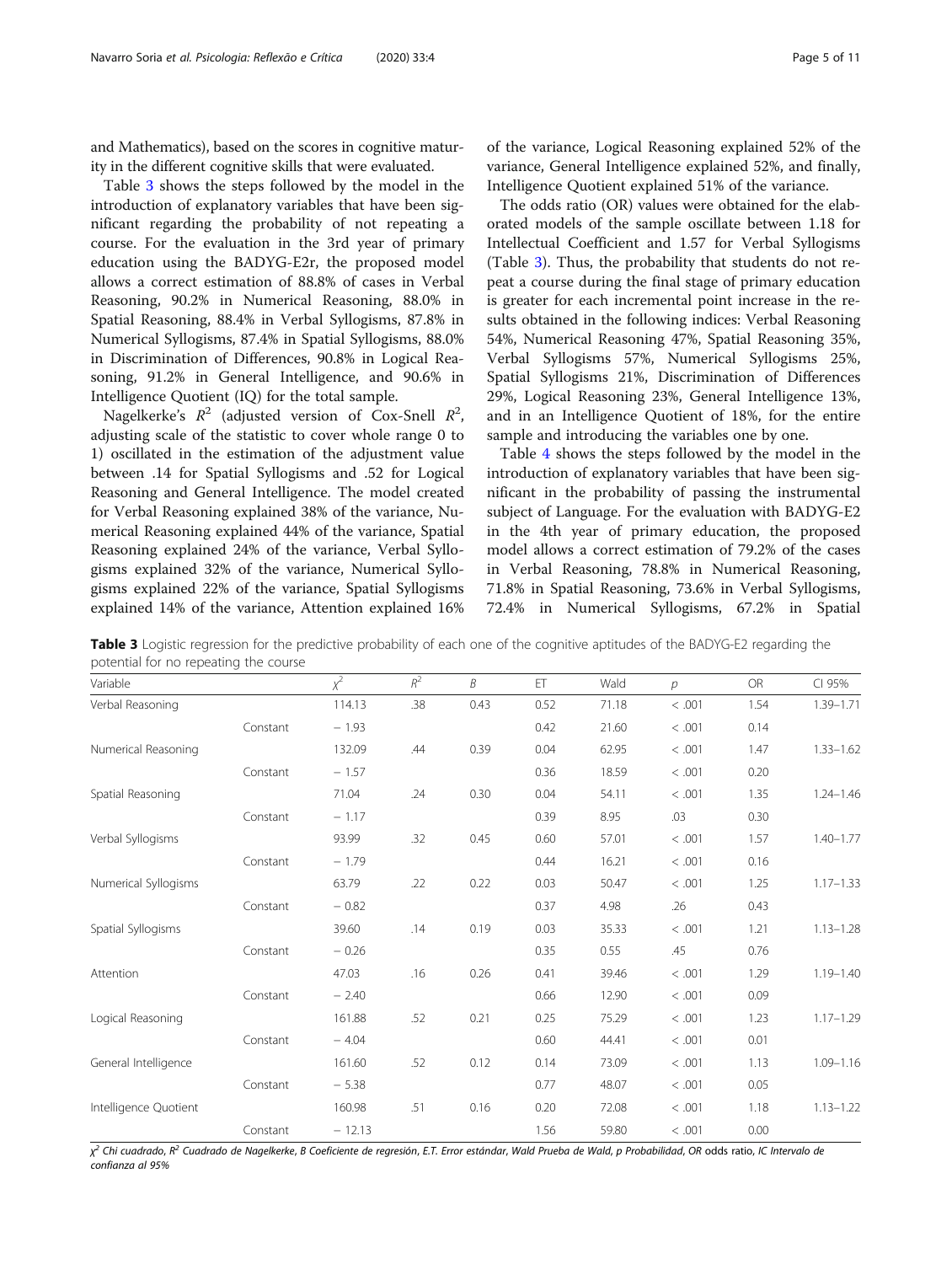and Mathematics), based on the scores in cognitive maturity in the different cognitive skills that were evaluated.

Table 3 shows the steps followed by the model in the introduction of explanatory variables that have been significant regarding the probability of not repeating a course. For the evaluation in the 3rd year of primary education using the BADYG-E2r, the proposed model allows a correct estimation of 88.8% of cases in Verbal Reasoning, 90.2% in Numerical Reasoning, 88.0% in Spatial Reasoning, 88.4% in Verbal Syllogisms, 87.8% in Numerical Syllogisms, 87.4% in Spatial Syllogisms, 88.0% in Discrimination of Differences, 90.8% in Logical Reasoning, 91.2% in General Intelligence, and 90.6% in Intelligence Quotient (IQ) for the total sample.

Nagelkerke's $R^2$ (adjusted version of Cox-Snell $R^2$, adjusting scale of the statistic to cover whole range 0 to 1) oscillated in the estimation of the adjustment value between .14 for Spatial Syllogisms and .52 for Logical Reasoning and General Intelligence. The model created for Verbal Reasoning explained 38% of the variance, Numerical Reasoning explained 44% of the variance, Spatial Reasoning explained 24% of the variance, Verbal Syllogisms explained 32% of the variance, Numerical Syllogisms explained 22% of the variance, Spatial Syllogisms explained 14% of the variance, Attention explained 16% of the variance, Logical Reasoning explained 52% of the variance, General Intelligence explained 52%, and finally, Intelligence Quotient explained 51% of the variance.

The odds ratio (OR) values were obtained for the elaborated models of the sample oscillate between 1.18 for Intellectual Coefficient and 1.57 for Verbal Syllogisms (Table 3). Thus, the probability that students do not repeat a course during the final stage of primary education is greater for each incremental point increase in the results obtained in the following indices: Verbal Reasoning 54%, Numerical Reasoning 47%, Spatial Reasoning 35%, Verbal Syllogisms 57%, Numerical Syllogisms 25%, Spatial Syllogisms 21%, Discrimination of Differences 29%, Logical Reasoning 23%, General Intelligence 13%, and in an Intelligence Quotient of 18%, for the entire sample and introducing the variables one by one.

Table 4 shows the steps followed by the model in the introduction of explanatory variables that have been significant in the probability of passing the instrumental subject of Language. For the evaluation with BADYG-E2 in the 4th year of primary education, the proposed model allows a correct estimation of 79.2% of the cases in Verbal Reasoning, 78.8% in Numerical Reasoning, 71.8% in Spatial Reasoning, 73.6% in Verbal Syllogisms, 72.4% in Numerical Syllogisms, 67.2% in Spatial

**Table 3** Logistic regression for the predictive probability of each one of the cognitive aptitudes of the BADYG-E2 regarding the potential for no repeating the course

| Variable | | $\chi^2$ | $R^2$ | $B$ | ET | Wald | $p$ | OR | CI 95% |
|---|---|---|---|---|---|---|---|---|---|
| Verbal Reasoning | | 114.13 | .38 | 0.43 | 0.52 | 71.18 | < .001 | 1.54 | 1.39–1.71 |
| | Constant | − 1.93 | | | 0.42 | 21.60 | < .001 | 0.14 | |
| Numerical Reasoning | | 132.09 | .44 | 0.39 | 0.04 | 62.95 | < .001 | 1.47 | 1.33–1.62 |
| | Constant | − 1.57 | | | 0.36 | 18.59 | < .001 | 0.20 | |
| Spatial Reasoning | | 71.04 | .24 | 0.30 | 0.04 | 54.11 | < .001 | 1.35 | 1.24–1.46 |
| | Constant | − 1.17 | | | 0.39 | 8.95 | .03 | 0.30 | |
| Verbal Syllogisms | | 93.99 | .32 | 0.45 | 0.60 | 57.01 | < .001 | 1.57 | 1.40–1.77 |
| | Constant | − 1.79 | | | 0.44 | 16.21 | < .001 | 0.16 | |
| Numerical Syllogisms | | 63.79 | .22 | 0.22 | 0.03 | 50.47 | < .001 | 1.25 | 1.17–1.33 |
| | Constant | − 0.82 | | | 0.37 | 4.98 | .26 | 0.43 | |
| Spatial Syllogisms | | 39.60 | .14 | 0.19 | 0.03 | 35.33 | < .001 | 1.21 | 1.13–1.28 |
| | Constant | − 0.26 | | | 0.35 | 0.55 | .45 | 0.76 | |
| Attention | | 47.03 | .16 | 0.26 | 0.41 | 39.46 | < .001 | 1.29 | 1.19–1.40 |
| | Constant | − 2.40 | | | 0.66 | 12.90 | < .001 | 0.09 | |
| Logical Reasoning | | 161.88 | .52 | 0.21 | 0.25 | 75.29 | < .001 | 1.23 | 1.17–1.29 |
| | Constant | − 4.04 | | | 0.60 | 44.41 | < .001 | 0.01 | |
| General Intelligence | | 161.60 | .52 | 0.12 | 0.14 | 73.09 | < .001 | 1.13 | 1.09–1.16 |
| | Constant | − 5.38 | | | 0.77 | 48.07 | < .001 | 0.05 | |
| Intelligence Quotient | | 160.98 | .51 | 0.16 | 0.20 | 72.08 | < .001 | 1.18 | 1.13–1.22 |
| | Constant | − 12.13 | | | 1.56 | 59.80 | < .001 | 0.00 | |

*$\chi^2$ Chi cuadrado, $R^2$ Cuadrado de Nagelkerke, B Coeficiente de regresión, E.T. Error estándar, Wald Prueba de Wald, p Probabilidad, OR* odds ratio, *IC Intervalo de confianza al 95%*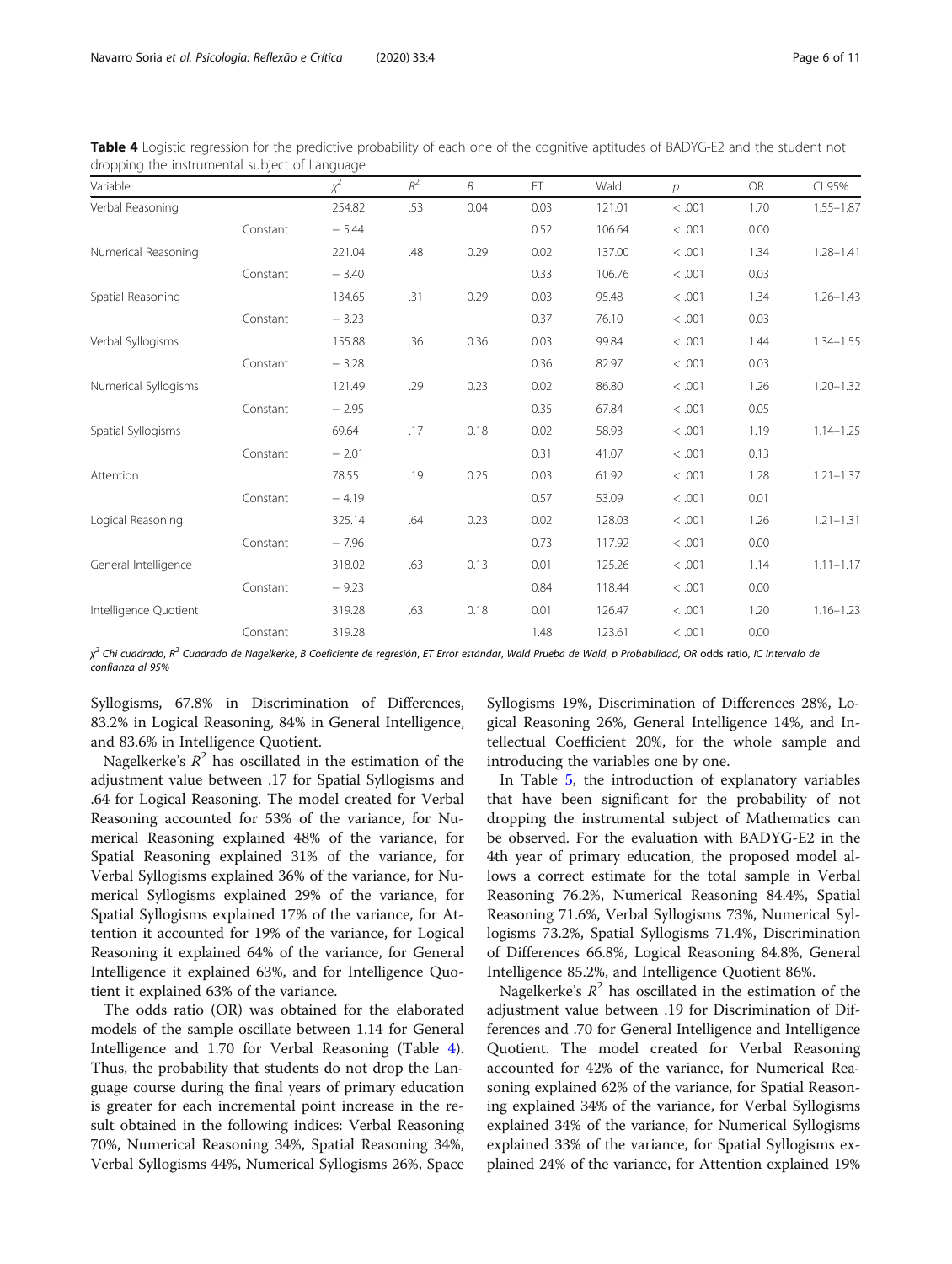**Table 4** Logistic regression for the predictive probability of each one of the cognitive aptitudes of BADYG-E2 and the student not dropping the instrumental subject of Language

| Variable | | $\chi^2$ | $R^2$ | *B* | ET | Wald | *p* | OR | CI 95% |
|---|---|---|---|---|---|---|---|---|---|
| Verbal Reasoning | | 254.82 | .53 | 0.04 | 0.03 | 121.01 | < .001 | 1.70 | 1.55–1.87 |
| | Constant | − 5.44 | | | 0.52 | 106.64 | < .001 | 0.00 | |
| Numerical Reasoning | | 221.04 | .48 | 0.29 | 0.02 | 137.00 | < .001 | 1.34 | 1.28–1.41 |
| | Constant | − 3.40 | | | 0.33 | 106.76 | < .001 | 0.03 | |
| Spatial Reasoning | | 134.65 | .31 | 0.29 | 0.03 | 95.48 | < .001 | 1.34 | 1.26–1.43 |
| | Constant | − 3.23 | | | 0.37 | 76.10 | < .001 | 0.03 | |
| Verbal Syllogisms | | 155.88 | .36 | 0.36 | 0.03 | 99.84 | < .001 | 1.44 | 1.34–1.55 |
| | Constant | − 3.28 | | | 0.36 | 82.97 | < .001 | 0.03 | |
| Numerical Syllogisms | | 121.49 | .29 | 0.23 | 0.02 | 86.80 | < .001 | 1.26 | 1.20–1.32 |
| | Constant | − 2.95 | | | 0.35 | 67.84 | < .001 | 0.05 | |
| Spatial Syllogisms | | 69.64 | .17 | 0.18 | 0.02 | 58.93 | < .001 | 1.19 | 1.14–1.25 |
| | Constant | − 2.01 | | | 0.31 | 41.07 | < .001 | 0.13 | |
| Attention | | 78.55 | .19 | 0.25 | 0.03 | 61.92 | < .001 | 1.28 | 1.21–1.37 |
| | Constant | − 4.19 | | | 0.57 | 53.09 | < .001 | 0.01 | |
| Logical Reasoning | | 325.14 | .64 | 0.23 | 0.02 | 128.03 | < .001 | 1.26 | 1.21–1.31 |
| | Constant | − 7.96 | | | 0.73 | 117.92 | < .001 | 0.00 | |
| General Intelligence | | 318.02 | .63 | 0.13 | 0.01 | 125.26 | < .001 | 1.14 | 1.11–1.17 |
| | Constant | − 9.23 | | | 0.84 | 118.44 | < .001 | 0.00 | |
| Intelligence Quotient | | 319.28 | .63 | 0.18 | 0.01 | 126.47 | < .001 | 1.20 | 1.16–1.23 |
| | Constant | 319.28 | | | 1.48 | 123.61 | < .001 | 0.00 | |

*$\chi^2$ Chi cuadrado, $R^2$ Cuadrado de Nagelkerke, B Coeficiente de regresión, ET Error estándar, Wald Prueba de Wald, p Probabilidad, OR* odds ratio, *IC Intervalo de confianza al 95%*

Syllogisms, 67.8% in Discrimination of Differences, 83.2% in Logical Reasoning, 84% in General Intelligence, and 83.6% in Intelligence Quotient.

Nagelkerke's $R^2$ has oscillated in the estimation of the adjustment value between .17 for Spatial Syllogisms and .64 for Logical Reasoning. The model created for Verbal Reasoning accounted for 53% of the variance, for Numerical Reasoning explained 48% of the variance, for Spatial Reasoning explained 31% of the variance, for Verbal Syllogisms explained 36% of the variance, for Numerical Syllogisms explained 29% of the variance, for Spatial Syllogisms explained 17% of the variance, for Attention it accounted for 19% of the variance, for Logical Reasoning it explained 64% of the variance, for General Intelligence it explained 63%, and for Intelligence Quotient it explained 63% of the variance.

The odds ratio (OR) was obtained for the elaborated models of the sample oscillate between 1.14 for General Intelligence and 1.70 for Verbal Reasoning (Table 4). Thus, the probability that students do not drop the Language course during the final years of primary education is greater for each incremental point increase in the result obtained in the following indices: Verbal Reasoning 70%, Numerical Reasoning 34%, Spatial Reasoning 34%, Verbal Syllogisms 44%, Numerical Syllogisms 26%, Space Syllogisms 19%, Discrimination of Differences 28%, Logical Reasoning 26%, General Intelligence 14%, and Intellectual Coefficient 20%, for the whole sample and introducing the variables one by one.

In Table 5, the introduction of explanatory variables that have been significant for the probability of not dropping the instrumental subject of Mathematics can be observed. For the evaluation with BADYG-E2 in the 4th year of primary education, the proposed model allows a correct estimate for the total sample in Verbal Reasoning 76.2%, Numerical Reasoning 84.4%, Spatial Reasoning 71.6%, Verbal Syllogisms 73%, Numerical Syllogisms 73.2%, Spatial Syllogisms 71.4%, Discrimination of Differences 66.8%, Logical Reasoning 84.8%, General Intelligence 85.2%, and Intelligence Quotient 86%.

Nagelkerke's $R^2$ has oscillated in the estimation of the adjustment value between .19 for Discrimination of Differences and .70 for General Intelligence and Intelligence Quotient. The model created for Verbal Reasoning accounted for 42% of the variance, for Numerical Reasoning explained 62% of the variance, for Spatial Reasoning explained 34% of the variance, for Verbal Syllogisms explained 34% of the variance, for Numerical Syllogisms explained 33% of the variance, for Spatial Syllogisms explained 24% of the variance, for Attention explained 19%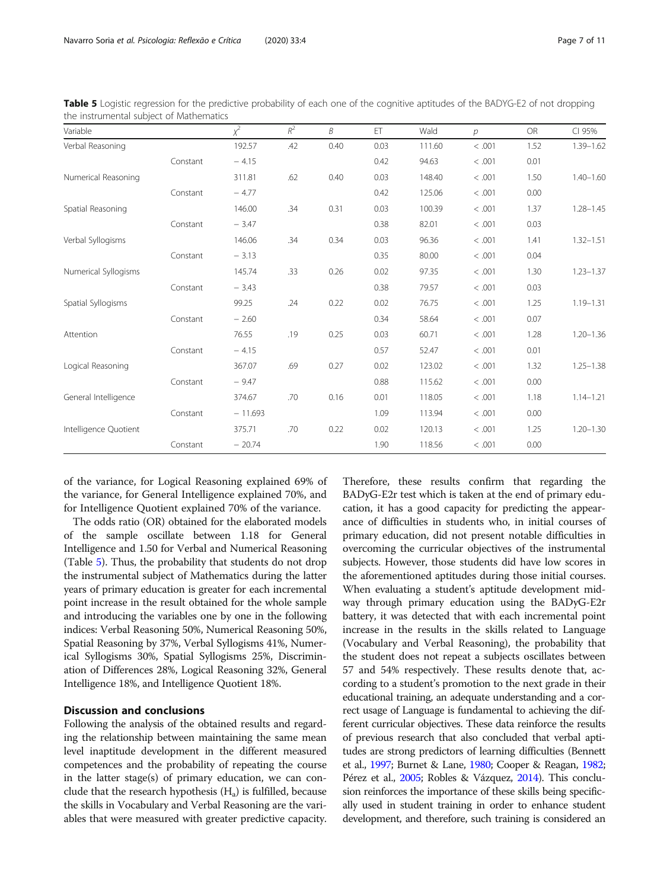**Table 5** Logistic regression for the predictive probability of each one of the cognitive aptitudes of the BADYG-E2 of not dropping the instrumental subject of Mathematics

| Variable | | $\chi^2$ | $R^2$ | *B* | ET | Wald | *p* | OR | CI 95% |
|---|---|---|---|---|---|---|---|---|---|
| Verbal Reasoning | | 192.57 | .42 | 0.40 | 0.03 | 111.60 | < .001 | 1.52 | 1.39–1.62 |
| | Constant | − 4.15 | | | 0.42 | 94.63 | < .001 | 0.01 | |
| Numerical Reasoning | | 311.81 | .62 | 0.40 | 0.03 | 148.40 | < .001 | 1.50 | 1.40–1.60 |
| | Constant | − 4.77 | | | 0.42 | 125.06 | < .001 | 0.00 | |
| Spatial Reasoning | | 146.00 | .34 | 0.31 | 0.03 | 100.39 | < .001 | 1.37 | 1.28–1.45 |
| | Constant | − 3.47 | | | 0.38 | 82.01 | < .001 | 0.03 | |
| Verbal Syllogisms | | 146.06 | .34 | 0.34 | 0.03 | 96.36 | < .001 | 1.41 | 1.32–1.51 |
| | Constant | − 3.13 | | | 0.35 | 80.00 | < .001 | 0.04 | |
| Numerical Syllogisms | | 145.74 | .33 | 0.26 | 0.02 | 97.35 | < .001 | 1.30 | 1.23–1.37 |
| | Constant | − 3.43 | | | 0.38 | 79.57 | < .001 | 0.03 | |
| Spatial Syllogisms | | 99.25 | .24 | 0.22 | 0.02 | 76.75 | < .001 | 1.25 | 1.19–1.31 |
| | Constant | − 2.60 | | | 0.34 | 58.64 | < .001 | 0.07 | |
| Attention | | 76.55 | .19 | 0.25 | 0.03 | 60.71 | < .001 | 1.28 | 1.20–1.36 |
| | Constant | − 4.15 | | | 0.57 | 52.47 | < .001 | 0.01 | |
| Logical Reasoning | | 367.07 | .69 | 0.27 | 0.02 | 123.02 | < .001 | 1.32 | 1.25–1.38 |
| | Constant | − 9.47 | | | 0.88 | 115.62 | < .001 | 0.00 | |
| General Intelligence | | 374.67 | .70 | 0.16 | 0.01 | 118.05 | < .001 | 1.18 | 1.14–1.21 |
| | Constant | − 11.693 | | | 1.09 | 113.94 | < .001 | 0.00 | |
| Intelligence Quotient | | 375.71 | .70 | 0.22 | 0.02 | 120.13 | < .001 | 1.25 | 1.20–1.30 |
| | Constant | − 20.74 | | | 1.90 | 118.56 | < .001 | 0.00 | |

of the variance, for Logical Reasoning explained 69% of the variance, for General Intelligence explained 70%, and for Intelligence Quotient explained 70% of the variance.

The odds ratio (OR) obtained for the elaborated models of the sample oscillate between 1.18 for General Intelligence and 1.50 for Verbal and Numerical Reasoning (Table 5). Thus, the probability that students do not drop the instrumental subject of Mathematics during the latter years of primary education is greater for each incremental point increase in the result obtained for the whole sample and introducing the variables one by one in the following indices: Verbal Reasoning 50%, Numerical Reasoning 50%, Spatial Reasoning by 37%, Verbal Syllogisms 41%, Numerical Syllogisms 30%, Spatial Syllogisms 25%, Discrimination of Differences 28%, Logical Reasoning 32%, General Intelligence 18%, and Intelligence Quotient 18%.

## Discussion and conclusions

Following the analysis of the obtained results and regarding the relationship between maintaining the same mean level inaptitude development in the different measured competences and the probability of repeating the course in the latter stage(s) of primary education, we can conclude that the research hypothesis ($H_a$) is fulfilled, because the skills in Vocabulary and Verbal Reasoning are the variables that were measured with greater predictive capacity. Therefore, these results confirm that regarding the BADyG-E2r test which is taken at the end of primary education, it has a good capacity for predicting the appearance of difficulties in students who, in initial courses of primary education, did not present notable difficulties in overcoming the curricular objectives of the instrumental subjects. However, those students did have low scores in the aforementioned aptitudes during those initial courses. When evaluating a student's aptitude development midway through primary education using the BADyG-E2r battery, it was detected that with each incremental point increase in the results in the skills related to Language (Vocabulary and Verbal Reasoning), the probability that the student does not repeat a subjects oscillates between 57 and 54% respectively. These results denote that, according to a student's promotion to the next grade in their educational training, an adequate understanding and a correct usage of Language is fundamental to achieving the different curricular objectives. These data reinforce the results of previous research that also concluded that verbal aptitudes are strong predictors of learning difficulties (Bennett et al., 1997; Burnet & Lane, 1980; Cooper & Reagan, 1982; Pérez et al., 2005; Robles & Vázquez, 2014). This conclusion reinforces the importance of these skills being specifically used in student training in order to enhance student development, and therefore, such training is considered an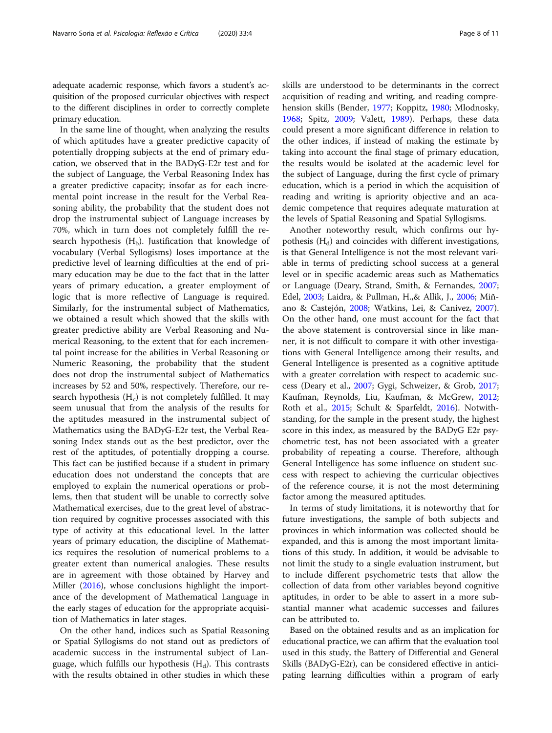adequate academic response, which favors a student's acquisition of the proposed curricular objectives with respect to the different disciplines in order to correctly complete primary education.

In the same line of thought, when analyzing the results of which aptitudes have a greater predictive capacity of potentially dropping subjects at the end of primary education, we observed that in the BADyG-E2r test and for the subject of Language, the Verbal Reasoning Index has a greater predictive capacity; insofar as for each incremental point increase in the result for the Verbal Reasoning ability, the probability that the student does not drop the instrumental subject of Language increases by 70%, which in turn does not completely fulfill the research hypothesis ($H_b$). Justification that knowledge of vocabulary (Verbal Syllogisms) loses importance at the predictive level of learning difficulties at the end of primary education may be due to the fact that in the latter years of primary education, a greater employment of logic that is more reflective of Language is required. Similarly, for the instrumental subject of Mathematics, we obtained a result which showed that the skills with greater predictive ability are Verbal Reasoning and Numerical Reasoning, to the extent that for each incremental point increase for the abilities in Verbal Reasoning or Numeric Reasoning, the probability that the student does not drop the instrumental subject of Mathematics increases by 52 and 50%, respectively. Therefore, our research hypothesis ($H_c$) is not completely fulfilled. It may seem unusual that from the analysis of the results for the aptitudes measured in the instrumental subject of Mathematics using the BADyG-E2r test, the Verbal Reasoning Index stands out as the best predictor, over the rest of the aptitudes, of potentially dropping a course. This fact can be justified because if a student in primary education does not understand the concepts that are employed to explain the numerical operations or problems, then that student will be unable to correctly solve Mathematical exercises, due to the great level of abstraction required by cognitive processes associated with this type of activity at this educational level. In the latter years of primary education, the discipline of Mathematics requires the resolution of numerical problems to a greater extent than numerical analogies. These results are in agreement with those obtained by Harvey and Miller (2016), whose conclusions highlight the importance of the development of Mathematical Language in the early stages of education for the appropriate acquisition of Mathematics in later stages.

On the other hand, indices such as Spatial Reasoning or Spatial Syllogisms do not stand out as predictors of academic success in the instrumental subject of Language, which fulfills our hypothesis ($H_d$). This contrasts with the results obtained in other studies in which these skills are understood to be determinants in the correct acquisition of reading and writing, and reading comprehension skills (Bender, 1977; Koppitz, 1980; Mlodnosky, 1968; Spitz, 2009; Valett, 1989). Perhaps, these data could present a more significant difference in relation to the other indices, if instead of making the estimate by taking into account the final stage of primary education, the results would be isolated at the academic level for the subject of Language, during the first cycle of primary education, which is a period in which the acquisition of reading and writing is apriority objective and an academic competence that requires adequate maturation at the levels of Spatial Reasoning and Spatial Syllogisms.

Another noteworthy result, which confirms our hypothesis ($H_d$) and coincides with different investigations, is that General Intelligence is not the most relevant variable in terms of predicting school success at a general level or in specific academic areas such as Mathematics or Language (Deary, Strand, Smith, & Fernandes, 2007; Edel, 2003; Laidra, & Pullman, H.,& Allik, J., 2006; Miñano & Castejón, 2008; Watkins, Lei, & Canivez, 2007). On the other hand, one must account for the fact that the above statement is controversial since in like manner, it is not difficult to compare it with other investigations with General Intelligence among their results, and General Intelligence is presented as a cognitive aptitude with a greater correlation with respect to academic success (Deary et al., 2007; Gygi, Schweizer, & Grob, 2017; Kaufman, Reynolds, Liu, Kaufman, & McGrew, 2012; Roth et al., 2015; Schult & Sparfeldt, 2016). Notwithstanding, for the sample in the present study, the highest score in this index, as measured by the BADyG E2r psychometric test, has not been associated with a greater probability of repeating a course. Therefore, although General Intelligence has some influence on student success with respect to achieving the curricular objectives of the reference course, it is not the most determining factor among the measured aptitudes.

In terms of study limitations, it is noteworthy that for future investigations, the sample of both subjects and provinces in which information was collected should be expanded, and this is among the most important limitations of this study. In addition, it would be advisable to not limit the study to a single evaluation instrument, but to include different psychometric tests that allow the collection of data from other variables beyond cognitive aptitudes, in order to be able to assert in a more substantial manner what academic successes and failures can be attributed to.

Based on the obtained results and as an implication for educational practice, we can affirm that the evaluation tool used in this study, the Battery of Differential and General Skills (BADyG-E2r), can be considered effective in anticipating learning difficulties within a program of early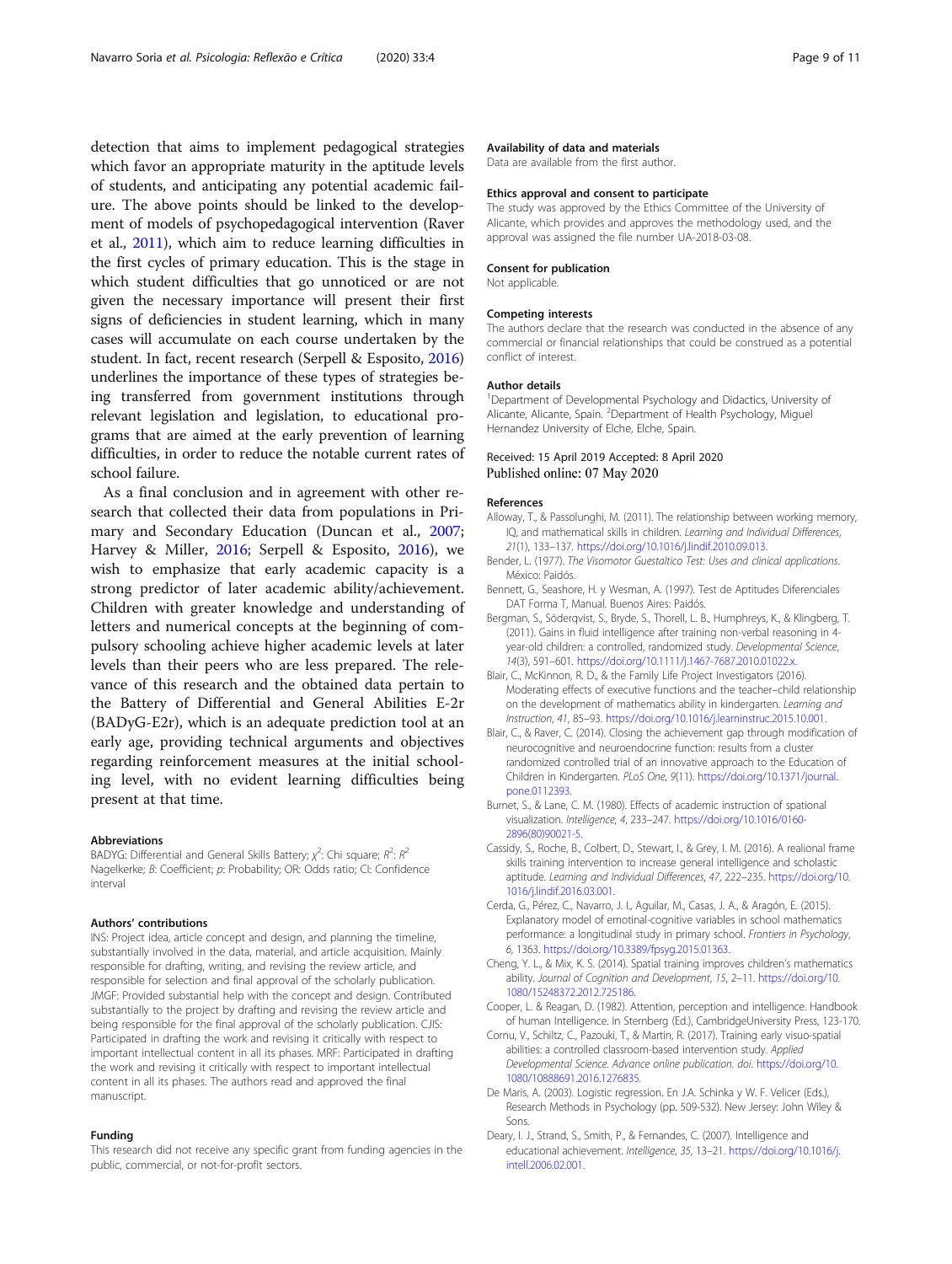detection that aims to implement pedagogical strategies which favor an appropriate maturity in the aptitude levels of students, and anticipating any potential academic failure. The above points should be linked to the development of models of psychopedagogical intervention (Raver et al., 2011), which aim to reduce learning difficulties in the first cycles of primary education. This is the stage in which student difficulties that go unnoticed or are not given the necessary importance will present their first signs of deficiencies in student learning, which in many cases will accumulate on each course undertaken by the student. In fact, recent research (Serpell & Esposito, 2016) underlines the importance of these types of strategies being transferred from government institutions through relevant legislation and legislation, to educational programs that are aimed at the early prevention of learning difficulties, in order to reduce the notable current rates of school failure.

As a final conclusion and in agreement with other research that collected their data from populations in Primary and Secondary Education (Duncan et al., 2007; Harvey & Miller, 2016; Serpell & Esposito, 2016), we wish to emphasize that early academic capacity is a strong predictor of later academic ability/achievement. Children with greater knowledge and understanding of letters and numerical concepts at the beginning of compulsory schooling achieve higher academic levels at later levels than their peers who are less prepared. The relevance of this research and the obtained data pertain to the Battery of Differential and General Abilities E-2r (BADyG-E2r), which is an adequate prediction tool at an early age, providing technical arguments and objectives regarding reinforcement measures at the initial schooling level, with no evident learning difficulties being present at that time.

#### Abbreviations

BADYG: Differential and General Skills Battery; $\chi^2$: Chi square; $R^2$: $R^2$ Nagelkerke; B: Coefficient; p: Probability; OR: Odds ratio; CI: Confidence interval

#### Authors' contributions

INS: Project idea, article concept and design, and planning the timeline, substantially involved in the data, material, and article acquisition. Mainly responsible for drafting, writing, and revising the review article, and responsible for selection and final approval of the scholarly publication. JMGF: Provided substantial help with the concept and design. Contributed substantially to the project by drafting and revising the review article and being responsible for the final approval of the scholarly publication. CJIS: Participated in drafting the work and revising it critically with respect to important intellectual content in all its phases. MRF: Participated in drafting the work and revising it critically with respect to important intellectual content in all its phases. The authors read and approved the final manuscript.

#### Funding

This research did not receive any specific grant from funding agencies in the public, commercial, or not-for-profit sectors.

#### Availability of data and materials

Data are available from the first author.

#### Ethics approval and consent to participate

The study was approved by the Ethics Committee of the University of Alicante, which provides and approves the methodology used, and the approval was assigned the file number UA-2018-03-08.

#### Consent for publication

Not applicable.

#### Competing interests

The authors declare that the research was conducted in the absence of any commercial or financial relationships that could be construed as a potential conflict of interest.

#### Author details

[1]Department of Developmental Psychology and Didactics, University of Alicante, Alicante, Spain. [2]Department of Health Psychology, Miguel Hernandez University of Elche, Elche, Spain.

Received: 15 April 2019 Accepted: 8 April 2020
Published online: 07 May 2020

#### References

Alloway, T., & Passolunghi, M. (2011). The relationship between working memory, IQ, and mathematical skills in children. *Learning and Individual Differences*, *21*(1), 133–137. https://doi.org/10.1016/j.lindif.2010.09.013.

Bender, L. (1977). *The Visomotor Guestaltico Test: Uses and clinical applications*. México: Paidós.

Bennett, G., Seashore, H. y Wesman, A. (1997). Test de Aptitudes Diferenciales DAT Forma T, Manual. Buenos Aires: Paidós.

Bergman, S., Söderqvist, S., Bryde, S., Thorell, L. B., Humphreys, K., & Klingberg, T. (2011). Gains in fluid intelligence after training non-verbal reasoning in 4-year-old children: a controlled, randomized study. *Developmental Science*, *14*(3), 591–601. https://doi.org/10.1111/j.1467-7687.2010.01022.x.

Blair, C., McKinnon, R. D., & the Family Life Project Investigators (2016). Moderating effects of executive functions and the teacher–child relationship on the development of mathematics ability in kindergarten. *Learning and Instruction*, *41*, 85–93. https://doi.org/10.1016/j.learninstruc.2015.10.001.

Blair, C., & Raver, C. (2014). Closing the achievement gap through modification of neurocognitive and neuroendocrine function: results from a cluster randomized controlled trial of an innovative approach to the Education of Children in Kindergarten. *PLoS One*, *9*(11). https://doi.org/10.1371/journal.pone.0112393.

Burnet, S., & Lane, C. M. (1980). Effects of academic instruction of spational visualization. *Intelligence*, *4*, 233–247. https://doi.org/10.1016/0160-2896(80)90021-5.

Cassidy, S., Roche, B., Colbert, D., Stewart, I., & Grey, I. M. (2016). A realional frame skills training intervention to increase general intelligence and scholastic aptitude. *Learning and Individual Differences*, *47*, 222–235. https://doi.org/10.1016/j.lindif.2016.03.001.

Cerda, G., Pérez, C., Navarro, J. I., Aguilar, M., Casas, J. A., & Aragón, E. (2015). Explanatory model of emotional-cognitive variables in school mathematics performance: a longitudinal study in primary school. *Frontiers in Psychology*, *6*, 1363. https://doi.org/10.3389/fpsyg.2015.01363.

Cheng, Y. L., & Mix, K. S. (2014). Spatial training improves children's mathematics ability. *Journal of Cognition and Development*, *15*, 2–11. https://doi.org/10.1080/15248372.2012.725186.

Cooper, L. & Reagan, D. (1982). Attention, perception and intelligence. Handbook of human Intelligence. In Sternberg (Ed.), CambridgeUniversity Press, 123-170.

Cornu, V., Schiltz, C., Pazouki, T., & Martin, R. (2017). Training early visuo-spatial abilities: a controlled classroom-based intervention study. *Applied Developmental Science. Advance online publication. doi*. https://doi.org/10.1080/10888691.2016.1276835.

De Maris, A. (2003). Logistic regression. En J.A. Schinka y W. F. Velicer (Eds.), Research Methods in Psychology (pp. 509-532). New Jersey: John Wiley & Sons.

Deary, I. J., Strand, S., Smith, P., & Fernandes, C. (2007). Intelligence and educational achievement. *Intelligence*, *35*, 13–21. https://doi.org/10.1016/j.intell.2006.02.001.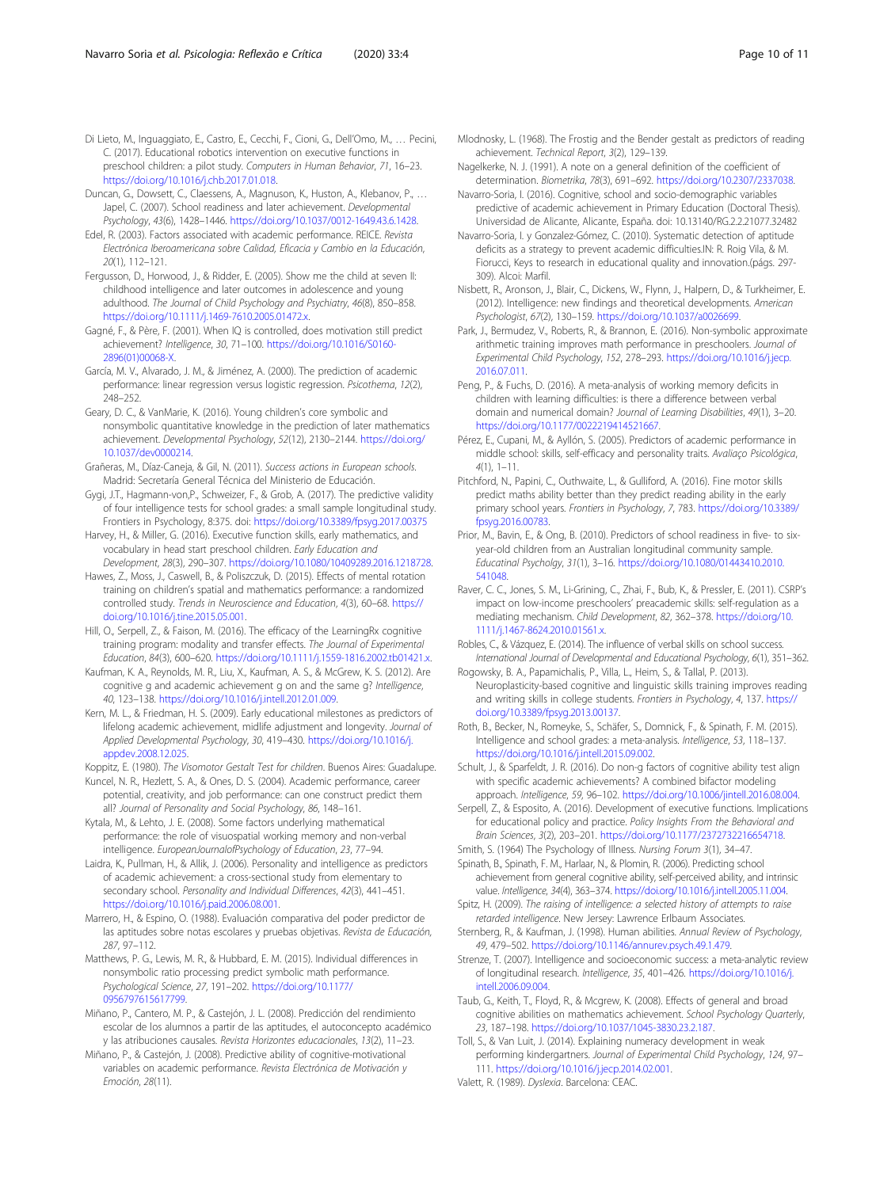Di Lieto, M., Inguaggiato, E., Castro, E., Cecchi, F., Cioni, G., Dell'Omo, M., … Pecini, C. (2017). Educational robotics intervention on executive functions in preschool children: a pilot study. *Computers in Human Behavior*, *71*, 16–23. https://doi.org/10.1016/j.chb.2017.01.018.

Duncan, G., Dowsett, C., Claessens, A., Magnuson, K., Huston, A., Klebanov, P., … Japel, C. (2007). School readiness and later achievement. *Developmental Psychology*, *43*(6), 1428–1446. https://doi.org/10.1037/0012-1649.43.6.1428.

Edel, R. (2003). Factors associated with academic performance. REICE. *Revista Electrónica Iberoamericana sobre Calidad, Eficacia y Cambio en la Educación*, *20*(1), 112–121.

Fergusson, D., Horwood, J., & Ridder, E. (2005). Show me the child at seven II: childhood intelligence and later outcomes in adolescence and young adulthood. *The Journal of Child Psychology and Psychiatry*, *46*(8), 850–858. https://doi.org/10.1111/j.1469-7610.2005.01472.x.

Gagné, F., & Père, F. (2001). When IQ is controlled, does motivation still predict achievement? *Intelligence*, *30*, 71–100. https://doi.org/10.1016/S0160-2896(01)00068-X.

García, M. V., Alvarado, J. M., & Jiménez, A. (2000). The prediction of academic performance: linear regression versus logistic regression. *Psicothema*, *12*(2), 248–252.

Geary, D. C., & VanMarie, K. (2016). Young children's core symbolic and nonsymbolic quantitative knowledge in the prediction of later mathematics achievement. *Developmental Psychology*, *52*(12), 2130–2144. https://doi.org/10.1037/dev0000214.

Grañeras, M., Díaz-Caneja, & Gil, N. (2011). *Success actions in European schools*. Madrid: Secretaría General Técnica del Ministerio de Educación.

Gygi, J.T., Hagmann-von,P., Schweizer, F., & Grob, A. (2017). The predictive validity of four intelligence tests for school grades: a small sample longitudinal study. Frontiers in Psychology, 8:375. doi: https://doi.org/10.3389/fpsyg.2017.00375

Harvey, H., & Miller, G. (2016). Executive function skills, early mathematics, and vocabulary in head start preschool children. *Early Education and Development*, *28*(3), 290–307. https://doi.org/10.1080/10409289.2016.1218728.

Hawes, Z., Moss, J., Caswell, B., & Poliszczuk, D. (2015). Effects of mental rotation training on children's spatial and mathematics performance: a randomized controlled study. *Trends in Neuroscience and Education*, *4*(3), 60–68. https://doi.org/10.1016/j.tine.2015.05.001.

Hill, O., Serpell, Z., & Faison, M. (2016). The efficacy of the LearningRx cognitive training program: modality and transfer effects. *The Journal of Experimental Education*, *84*(3), 600–620. https://doi.org/10.1111/j.1559-1816.2002.tb01421.x.

Kaufman, K. A., Reynolds, M. R., Liu, X., Kaufman, A. S., & McGrew, K. S. (2012). Are cognitive g and academic achievement g on and the same g? *Intelligence*, *40*, 123–138. https://doi.org/10.1016/j.intell.2012.01.009.

Kern, M. L., & Friedman, H. S. (2009). Early educational milestones as predictors of lifelong academic achievement, midlife adjustment and longevity. *Journal of Applied Developmental Psychology*, *30*, 419–430. https://doi.org/10.1016/j.appdev.2008.12.025.

Koppitz, E. (1980). *The Visomotor Gestalt Test for children*. Buenos Aires: Guadalupe.

Kuncel, N. R., Hezlett, S. A., & Ones, D. S. (2004). Academic performance, career potential, creativity, and job performance: can one construct predict them all? *Journal of Personality and Social Psychology*, *86*, 148–161.

Kytala, M., & Lehto, J. E. (2008). Some factors underlying mathematical performance: the role of visuospatial working memory and non-verbal intelligence. *EuropeanJournalofPsychology of Education*, *23*, 77–94.

Laidra, K., Pullman, H., & Allik, J. (2006). Personality and intelligence as predictors of academic achievement: a cross-sectional study from elementary to secondary school. *Personality and Individual Differences*, *42*(3), 441–451. https://doi.org/10.1016/j.paid.2006.08.001.

Marrero, H., & Espino, O. (1988). Evaluación comparativa del poder predictor de las aptitudes sobre notas escolares y pruebas objetivas. *Revista de Educación*, *287*, 97–112.

Matthews, P. G., Lewis, M. R., & Hubbard, E. M. (2015). Individual differences in nonsymbolic ratio processing predict symbolic math performance. *Psychological Science*, *27*, 191–202. https://doi.org/10.1177/0956797615617799.

Miñano, P., Cantero, M. P., & Castejón, J. L. (2008). Predicción del rendimiento escolar de los alumnos a partir de las aptitudes, el autoconcepto académico y las atribuciones causales. *Revista Horizontes educacionales*, *13*(2), 11–23.

Miñano, P., & Castejón, J. (2008). Predictive ability of cognitive-motivational variables on academic performance. *Revista Electrónica de Motivación y Emoción*, *28*(11).

Mlodnosky, L. (1968). The Frostig and the Bender gestalt as predictors of reading achievement. *Technical Report*, *3*(2), 129–139.

Nagelkerke, N. J. (1991). A note on a general definition of the coefficient of determination. *Biometrika*, *78*(3), 691–692. https://doi.org/10.2307/2337038.

Navarro-Soria, I. (2016). Cognitive, school and socio-demographic variables predictive of academic achievement in Primary Education (Doctoral Thesis). Universidad de Alicante, Alicante, España. doi: 10.13140/RG.2.2.21077.32482

Navarro-Soria, I. y Gonzalez-Gómez, C. (2010). Systematic detection of aptitude deficits as a strategy to prevent academic difficulties.IN: R. Roig Vila, & M. Fiorucci, Keys to research in educational quality and innovation.(págs. 297-309). Alcoi: Marfil.

Nisbett, R., Aronson, J., Blair, C., Dickens, W., Flynn, J., Halpern, D., & Turkheimer, E. (2012). Intelligence: new findings and theoretical developments. *American Psychologist*, *67*(2), 130–159. https://doi.org/10.1037/a0026699.

Park, J., Bermudez, V., Roberts, R., & Brannon, E. (2016). Non-symbolic approximate arithmetic training improves math performance in preschoolers. *Journal of Experimental Child Psychology*, *152*, 278–293. https://doi.org/10.1016/j.jecp.2016.07.011.

Peng, P., & Fuchs, D. (2016). A meta-analysis of working memory deficits in children with learning difficulties: is there a difference between verbal domain and numerical domain? *Journal of Learning Disabilities*, *49*(1), 3–20. https://doi.org/10.1177/0022219414521667.

Pérez, E., Cupani, M., & Ayllón, S. (2005). Predictors of academic performance in middle school: skills, self-efficacy and personality traits. *Avaliaço Psicológica*, *4*(1), 1–11.

Pitchford, N., Papini, C., Outhwaite, L., & Gulliford, A. (2016). Fine motor skills predict maths ability better than they predict reading ability in the early primary school years. *Frontiers in Psychology*, *7*, 783. https://doi.org/10.3389/fpsyg.2016.00783.

Prior, M., Bavin, E., & Ong, B. (2010). Predictors of school readiness in five- to six-year-old children from an Australian longitudinal community sample. *Educatinal Psycholgy*, *31*(1), 3–16. https://doi.org/10.1080/01443410.2010.541048.

Raver, C. C., Jones, S. M., Li-Grining, C., Zhai, F., Bub, K., & Pressler, E. (2011). CSRP's impact on low-income preschoolers' preacademic skills: self-regulation as a mediating mechanism. *Child Development*, *82*, 362–378. https://doi.org/10.1111/j.1467-8624.2010.01561.x.

Robles, C., & Vázquez, E. (2014). The influence of verbal skills on school success. *International Journal of Developmental and Educational Psychology*, *6*(1), 351–362.

Rogowsky, B. A., Papamichalis, P., Villa, L., Heim, S., & Tallal, P. (2013). Neuroplasticity-based cognitive and linguistic skills training improves reading and writing skills in college students. *Frontiers in Psychology*, *4*, 137. https://doi.org/10.3389/fpsyg.2013.00137.

Roth, B., Becker, N., Romeyke, S., Schäfer, S., Domnick, F., & Spinath, F. M. (2015). Intelligence and school grades: a meta-analysis. *Intelligence*, *53*, 118–137. https://doi.org/10.1016/j.intell.2015.09.002.

Schult, J., & Sparfeldt, J. R. (2016). Do non-g factors of cognitive ability test align with specific academic achievements? A combined bifactor modeling approach. *Intelligence*, *59*, 96–102. https://doi.org/10.1006/jintell.2016.08.004.

Serpell, Z., & Esposito, A. (2016). Development of executive functions. Implications for educational policy and practice. *Policy Insights From the Behavioral and Brain Sciences*, *3*(2), 203–201. https://doi.org/10.1177/2372732216654718.

Smith, S. (1964) The Psychology of Illness. Nursing Forum 3(1), 34–47.

Spinath, B., Spinath, F. M., Harlaar, N., & Plomin, R. (2006). Predicting school achievement from general cognitive ability, self-perceived ability, and intrinsic value. *Intelligence*, *34*(4), 363–374. https://doi.org/10.1016/j.intell.2005.11.004.

Spitz, H. (2009). *The raising of intelligence: a selected history of attempts to raise retarded intelligence*. New Jersey: Lawrence Erlbaum Associates.

Sternberg, R., & Kaufman, J. (1998). Human abilities. *Annual Review of Psychology*, *49*, 479–502. https://doi.org/10.1146/annurev.psych.49.1.479.

Strenze, T. (2007). Intelligence and socioeconomic success: a meta-analytic review of longitudinal research. *Intelligence*, *35*, 401–426. https://doi.org/10.1016/j.intell.2006.09.004.

Taub, G., Keith, T., Floyd, R., & Mcgrew, K. (2008). Effects of general and broad cognitive abilities on mathematics achievement. *School Psychology Quarterly*, *23*, 187–198. https://doi.org/10.1037/1045-3830.23.2.187.

Toll, S., & Van Luit, J. (2014). Explaining numeracy development in weak performing kindergartners. *Journal of Experimental Child Psychology*, *124*, 97–111. https://doi.org/10.1016/j.jecp.2014.02.001.

Valett, R. (1989). *Dyslexia*. Barcelona: CEAC.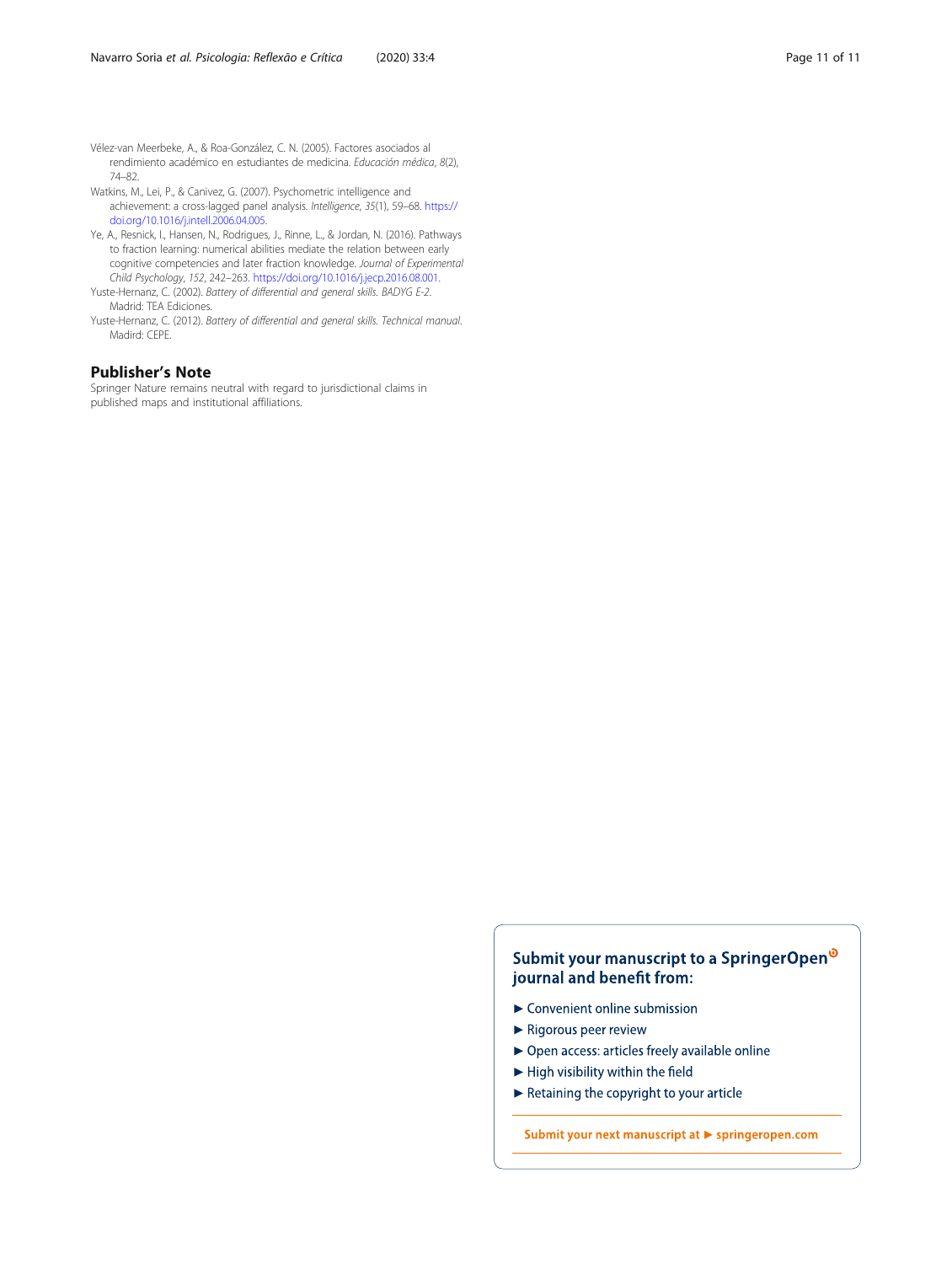Vélez-van Meerbeke, A., & Roa-González, C. N. (2005). Factores asociados al rendimiento académico en estudiantes de medicina. *Educación médica*, *8*(2), 74–82.

Watkins, M., Lei, P., & Canivez, G. (2007). Psychometric intelligence and achievement: a cross-lagged panel analysis. *Intelligence*, *35*(1), 59–68. https://doi.org/10.1016/j.intell.2006.04.005.

Ye, A., Resnick, I., Hansen, N., Rodrigues, J., Rinne, L., & Jordan, N. (2016). Pathways to fraction learning: numerical abilities mediate the relation between early cognitive competencies and later fraction knowledge. *Journal of Experimental Child Psychology*, *152*, 242–263. https://doi.org/10.1016/j.jecp.2016.08.001.

Yuste-Hernanz, C. (2002). *Battery of differential and general skills. BADYG E-2*. Madrid: TEA Ediciones.

Yuste-Hernanz, C. (2012). *Battery of differential and general skills. Technical manual*. Madirid: CEPE.

## Publisher's Note

Springer Nature remains neutral with regard to jurisdictional claims in published maps and institutional affiliations.

**Submit your manuscript to a SpringerOpen journal and benefit from:**

- ► Convenient online submission
- ► Rigorous peer review
- ► Open access: articles freely available online
- ► High visibility within the field
- ► Retaining the copyright to your article

**Submit your next manuscript at ► springeropen.com**